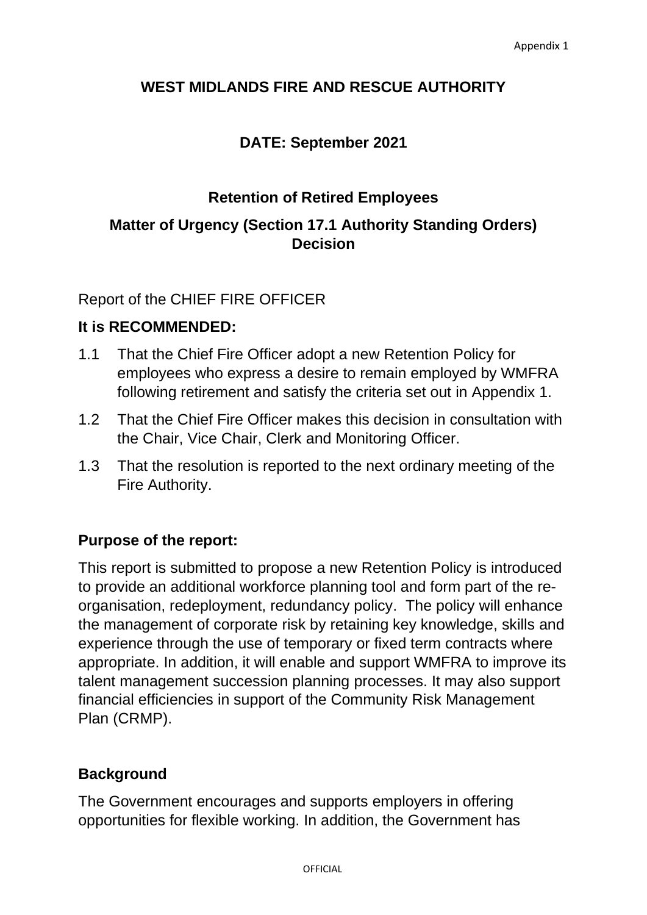# WEST MIDLANDS FIRE AND RESCUE AUTHORITY

## DATE: September 2021

## Retention of Retired Employees

## Matter of Urgency (Section 17.1 Authority Standing Orders) Decision

Report of the CHIEF FIRE OFFICER

**It is RECOMMENDED:**

1.1 That the Chief Fire Officer adopt a new Retention Policy for employees who express a desire to remain employed by WMFRA following retirement and satisfy the criteria set out in Appendix 1.

1.2 That the Chief Fire Officer makes this decision in consultation with the Chair, Vice Chair, Clerk and Monitoring Officer.

1.3 That the resolution is reported to the next ordinary meeting of the Fire Authority.

### Purpose of the report:

This report is submitted to propose a new Retention Policy is introduced to provide an additional workforce planning tool and form part of the re-organisation, redeployment, redundancy policy. The policy will enhance the management of corporate risk by retaining key knowledge, skills and experience through the use of temporary or fixed term contracts where appropriate. In addition, it will enable and support WMFRA to improve its talent management succession planning processes. It may also support financial efficiencies in support of the Community Risk Management Plan (CRMP).

### Background

The Government encourages and supports employers in offering opportunities for flexible working. In addition, the Government has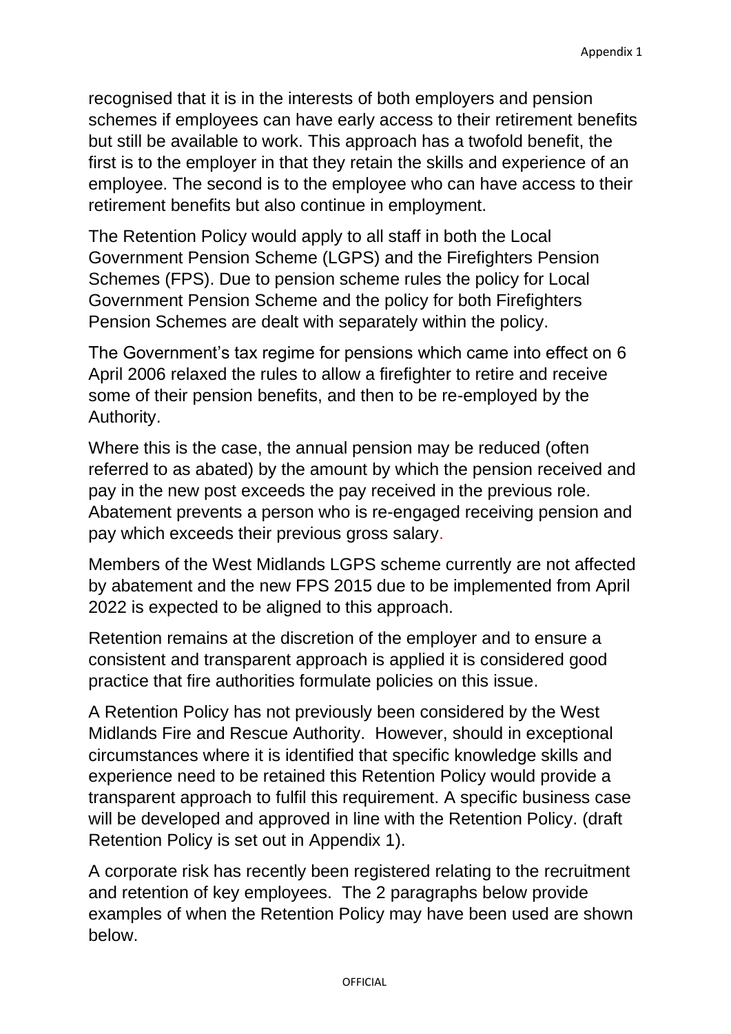recognised that it is in the interests of both employers and pension schemes if employees can have early access to their retirement benefits but still be available to work. This approach has a twofold benefit, the first is to the employer in that they retain the skills and experience of an employee. The second is to the employee who can have access to their retirement benefits but also continue in employment.

The Retention Policy would apply to all staff in both the Local Government Pension Scheme (LGPS) and the Firefighters Pension Schemes (FPS). Due to pension scheme rules the policy for Local Government Pension Scheme and the policy for both Firefighters Pension Schemes are dealt with separately within the policy.

The Government's tax regime for pensions which came into effect on 6 April 2006 relaxed the rules to allow a firefighter to retire and receive some of their pension benefits, and then to be re-employed by the Authority.

Where this is the case, the annual pension may be reduced (often referred to as abated) by the amount by which the pension received and pay in the new post exceeds the pay received in the previous role. Abatement prevents a person who is re-engaged receiving pension and pay which exceeds their previous gross salary.

Members of the West Midlands LGPS scheme currently are not affected by abatement and the new FPS 2015 due to be implemented from April 2022 is expected to be aligned to this approach.

Retention remains at the discretion of the employer and to ensure a consistent and transparent approach is applied it is considered good practice that fire authorities formulate policies on this issue.

A Retention Policy has not previously been considered by the West Midlands Fire and Rescue Authority. However, should in exceptional circumstances where it is identified that specific knowledge skills and experience need to be retained this Retention Policy would provide a transparent approach to fulfil this requirement. A specific business case will be developed and approved in line with the Retention Policy. (draft Retention Policy is set out in Appendix 1).

A corporate risk has recently been registered relating to the recruitment and retention of key employees. The 2 paragraphs below provide examples of when the Retention Policy may have been used are shown below.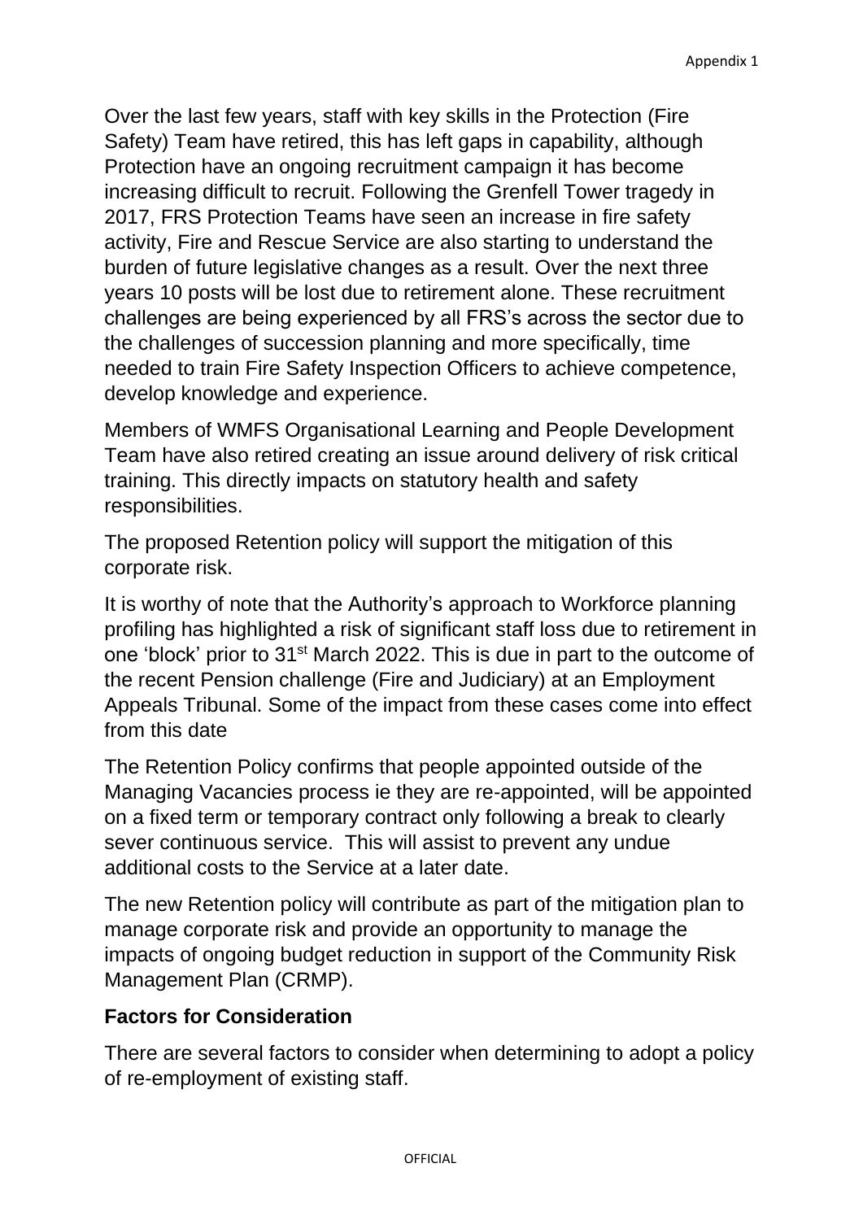Over the last few years, staff with key skills in the Protection (Fire Safety) Team have retired, this has left gaps in capability, although Protection have an ongoing recruitment campaign it has become increasing difficult to recruit. Following the Grenfell Tower tragedy in 2017, FRS Protection Teams have seen an increase in fire safety activity, Fire and Rescue Service are also starting to understand the burden of future legislative changes as a result. Over the next three years 10 posts will be lost due to retirement alone. These recruitment challenges are being experienced by all FRS's across the sector due to the challenges of succession planning and more specifically, time needed to train Fire Safety Inspection Officers to achieve competence, develop knowledge and experience.

Members of WMFS Organisational Learning and People Development Team have also retired creating an issue around delivery of risk critical training. This directly impacts on statutory health and safety responsibilities.

The proposed Retention policy will support the mitigation of this corporate risk.

It is worthy of note that the Authority's approach to Workforce planning profiling has highlighted a risk of significant staff loss due to retirement in one 'block' prior to 31st March 2022. This is due in part to the outcome of the recent Pension challenge (Fire and Judiciary) at an Employment Appeals Tribunal. Some of the impact from these cases come into effect from this date

The Retention Policy confirms that people appointed outside of the Managing Vacancies process ie they are re-appointed, will be appointed on a fixed term or temporary contract only following a break to clearly sever continuous service. This will assist to prevent any undue additional costs to the Service at a later date.

The new Retention policy will contribute as part of the mitigation plan to manage corporate risk and provide an opportunity to manage the impacts of ongoing budget reduction in support of the Community Risk Management Plan (CRMP).

**Factors for Consideration**

There are several factors to consider when determining to adopt a policy of re-employment of existing staff.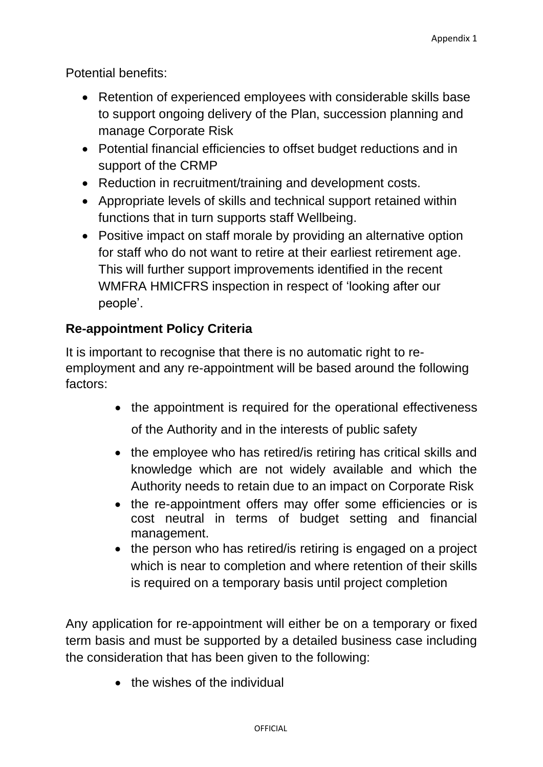Potential benefits:

- Retention of experienced employees with considerable skills base to support ongoing delivery of the Plan, succession planning and manage Corporate Risk
- Potential financial efficiencies to offset budget reductions and in support of the CRMP
- Reduction in recruitment/training and development costs.
- Appropriate levels of skills and technical support retained within functions that in turn supports staff Wellbeing.
- Positive impact on staff morale by providing an alternative option for staff who do not want to retire at their earliest retirement age. This will further support improvements identified in the recent WMFRA HMICFRS inspection in respect of 'looking after our people'.

**Re-appointment Policy Criteria**

It is important to recognise that there is no automatic right to re-employment and any re-appointment will be based around the following factors:

- the appointment is required for the operational effectiveness of the Authority and in the interests of public safety
- the employee who has retired/is retiring has critical skills and knowledge which are not widely available and which the Authority needs to retain due to an impact on Corporate Risk
- the re-appointment offers may offer some efficiencies or is cost neutral in terms of budget setting and financial management.
- the person who has retired/is retiring is engaged on a project which is near to completion and where retention of their skills is required on a temporary basis until project completion

Any application for re-appointment will either be on a temporary or fixed term basis and must be supported by a detailed business case including the consideration that has been given to the following:

- the wishes of the individual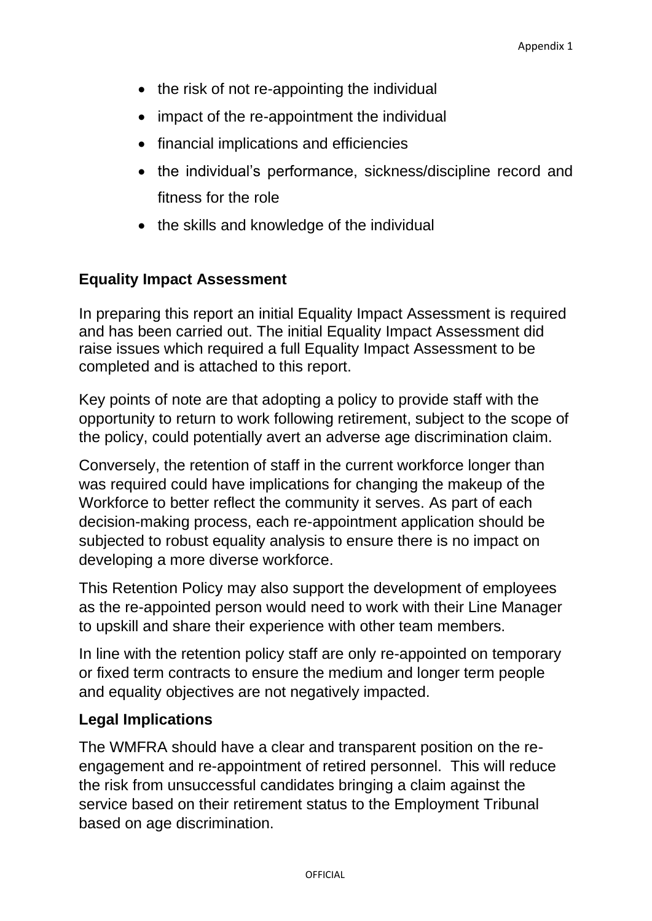- the risk of not re-appointing the individual
- impact of the re-appointment the individual
- financial implications and efficiencies
- the individual's performance, sickness/discipline record and fitness for the role
- the skills and knowledge of the individual

**Equality Impact Assessment**

In preparing this report an initial Equality Impact Assessment is required and has been carried out. The initial Equality Impact Assessment did raise issues which required a full Equality Impact Assessment to be completed and is attached to this report.

Key points of note are that adopting a policy to provide staff with the opportunity to return to work following retirement, subject to the scope of the policy, could potentially avert an adverse age discrimination claim.

Conversely, the retention of staff in the current workforce longer than was required could have implications for changing the makeup of the Workforce to better reflect the community it serves. As part of each decision-making process, each re-appointment application should be subjected to robust equality analysis to ensure there is no impact on developing a more diverse workforce.

This Retention Policy may also support the development of employees as the re-appointed person would need to work with their Line Manager to upskill and share their experience with other team members.

In line with the retention policy staff are only re-appointed on temporary or fixed term contracts to ensure the medium and longer term people and equality objectives are not negatively impacted.

**Legal Implications**

The WMFRA should have a clear and transparent position on the re-engagement and re-appointment of retired personnel. This will reduce the risk from unsuccessful candidates bringing a claim against the service based on their retirement status to the Employment Tribunal based on age discrimination.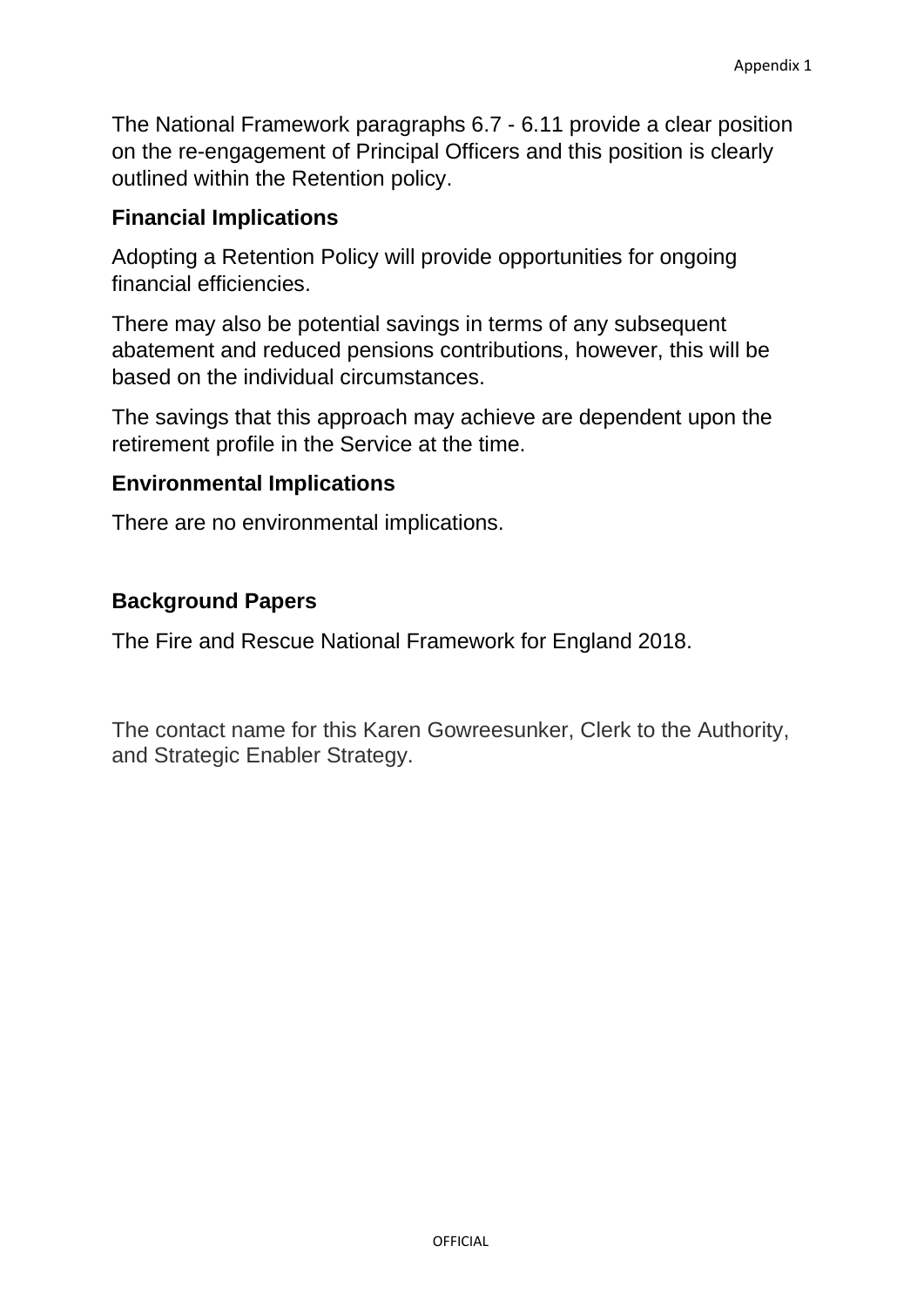The National Framework paragraphs 6.7 - 6.11 provide a clear position on the re-engagement of Principal Officers and this position is clearly outlined within the Retention policy.

## Financial Implications

Adopting a Retention Policy will provide opportunities for ongoing financial efficiencies.

There may also be potential savings in terms of any subsequent abatement and reduced pensions contributions, however, this will be based on the individual circumstances.

The savings that this approach may achieve are dependent upon the retirement profile in the Service at the time.

## Environmental Implications

There are no environmental implications.

## Background Papers

The Fire and Rescue National Framework for England 2018.

The contact name for this Karen Gowreesunker, Clerk to the Authority, and Strategic Enabler Strategy.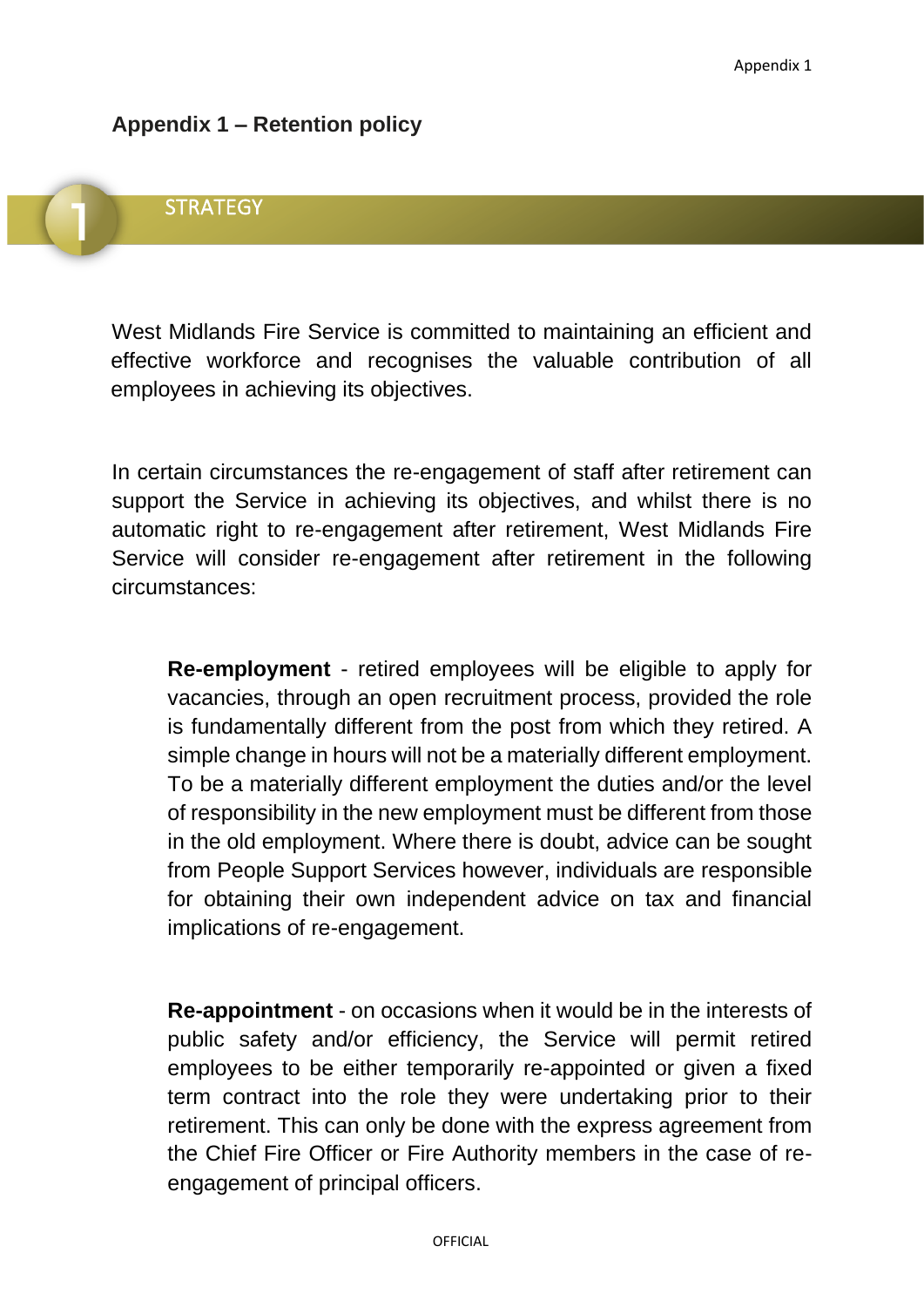**Appendix 1 – Retention policy**

## 1 STRATEGY

West Midlands Fire Service is committed to maintaining an efficient and effective workforce and recognises the valuable contribution of all employees in achieving its objectives.

In certain circumstances the re-engagement of staff after retirement can support the Service in achieving its objectives, and whilst there is no automatic right to re-engagement after retirement, West Midlands Fire Service will consider re-engagement after retirement in the following circumstances:

**Re-employment** - retired employees will be eligible to apply for vacancies, through an open recruitment process, provided the role is fundamentally different from the post from which they retired. A simple change in hours will not be a materially different employment. To be a materially different employment the duties and/or the level of responsibility in the new employment must be different from those in the old employment. Where there is doubt, advice can be sought from People Support Services however, individuals are responsible for obtaining their own independent advice on tax and financial implications of re-engagement.

**Re-appointment** - on occasions when it would be in the interests of public safety and/or efficiency, the Service will permit retired employees to be either temporarily re-appointed or given a fixed term contract into the role they were undertaking prior to their retirement. This can only be done with the express agreement from the Chief Fire Officer or Fire Authority members in the case of re-engagement of principal officers.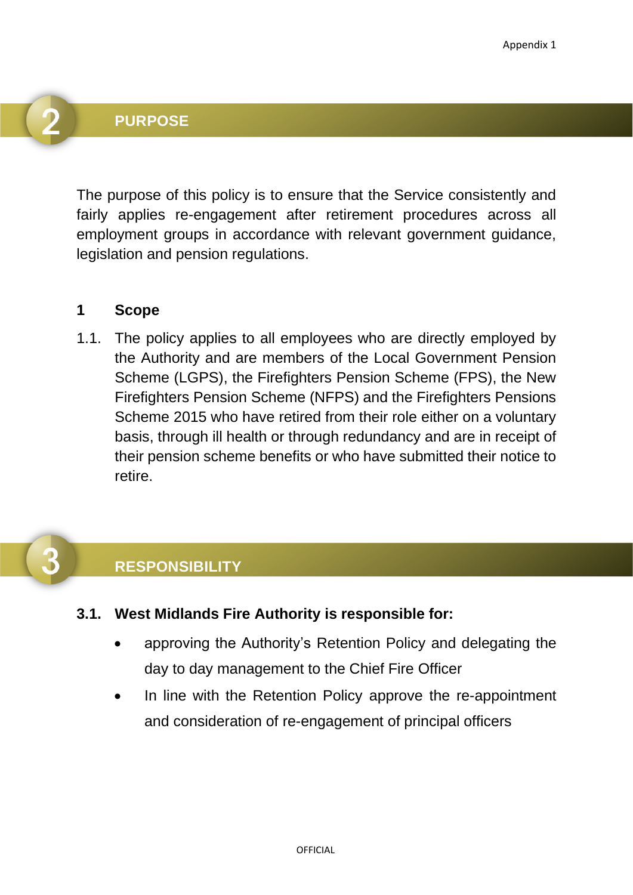## 2 PURPOSE

The purpose of this policy is to ensure that the Service consistently and fairly applies re-engagement after retirement procedures across all employment groups in accordance with relevant government guidance, legislation and pension regulations.

### 1 Scope

1.1. The policy applies to all employees who are directly employed by the Authority and are members of the Local Government Pension Scheme (LGPS), the Firefighters Pension Scheme (FPS), the New Firefighters Pension Scheme (NFPS) and the Firefighters Pensions Scheme 2015 who have retired from their role either on a voluntary basis, through ill health or through redundancy and are in receipt of their pension scheme benefits or who have submitted their notice to retire.

## 3 RESPONSIBILITY

**3.1. West Midlands Fire Authority is responsible for:**

- approving the Authority's Retention Policy and delegating the day to day management to the Chief Fire Officer
- In line with the Retention Policy approve the re-appointment and consideration of re-engagement of principal officers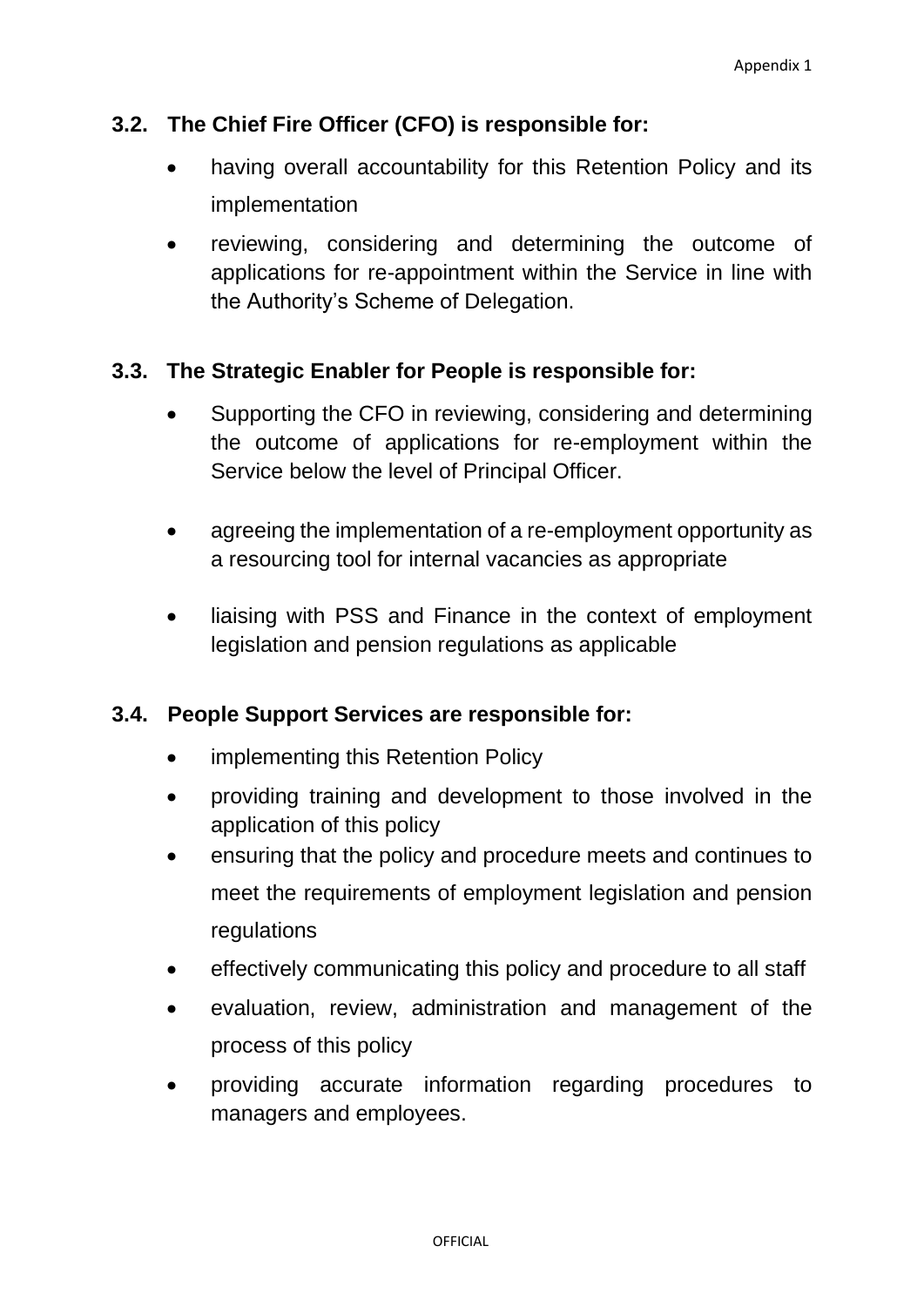### 3.2. The Chief Fire Officer (CFO) is responsible for:

- having overall accountability for this Retention Policy and its implementation
- reviewing, considering and determining the outcome of applications for re-appointment within the Service in line with the Authority's Scheme of Delegation.

### 3.3. The Strategic Enabler for People is responsible for:

- Supporting the CFO in reviewing, considering and determining the outcome of applications for re-employment within the Service below the level of Principal Officer.
- agreeing the implementation of a re-employment opportunity as a resourcing tool for internal vacancies as appropriate
- liaising with PSS and Finance in the context of employment legislation and pension regulations as applicable

### 3.4. People Support Services are responsible for:

- implementing this Retention Policy
- providing training and development to those involved in the application of this policy
- ensuring that the policy and procedure meets and continues to meet the requirements of employment legislation and pension regulations
- effectively communicating this policy and procedure to all staff
- evaluation, review, administration and management of the process of this policy
- providing accurate information regarding procedures to managers and employees.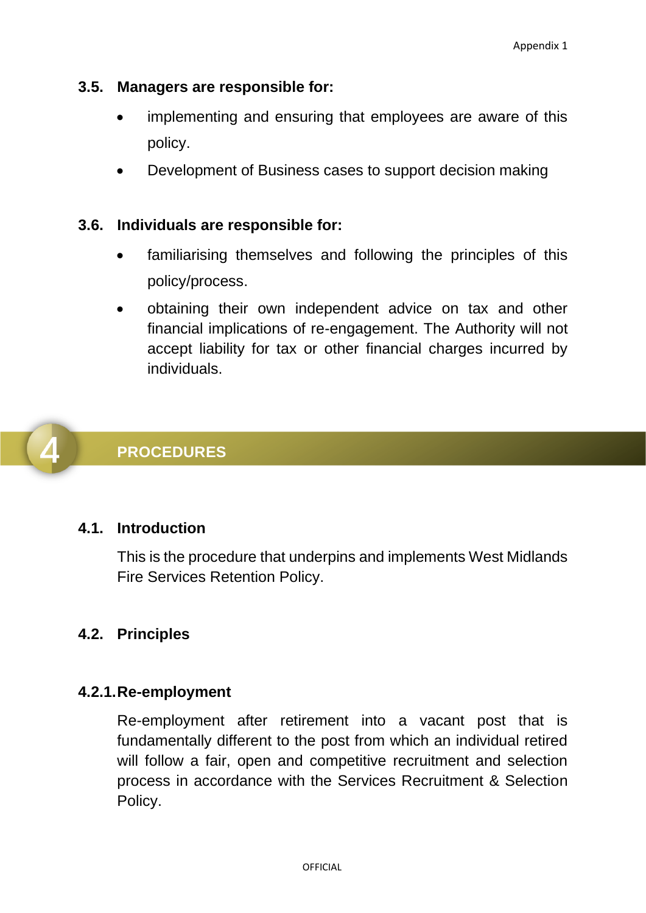### 3.5. Managers are responsible for:

- implementing and ensuring that employees are aware of this policy.
- Development of Business cases to support decision making

### 3.6. Individuals are responsible for:

- familiarising themselves and following the principles of this policy/process.
- obtaining their own independent advice on tax and other financial implications of re-engagement. The Authority will not accept liability for tax or other financial charges incurred by individuals.

## 4 PROCEDURES

### 4.1. Introduction

This is the procedure that underpins and implements West Midlands Fire Services Retention Policy.

### 4.2. Principles

#### 4.2.1. Re-employment

Re-employment after retirement into a vacant post that is fundamentally different to the post from which an individual retired will follow a fair, open and competitive recruitment and selection process in accordance with the Services Recruitment & Selection Policy.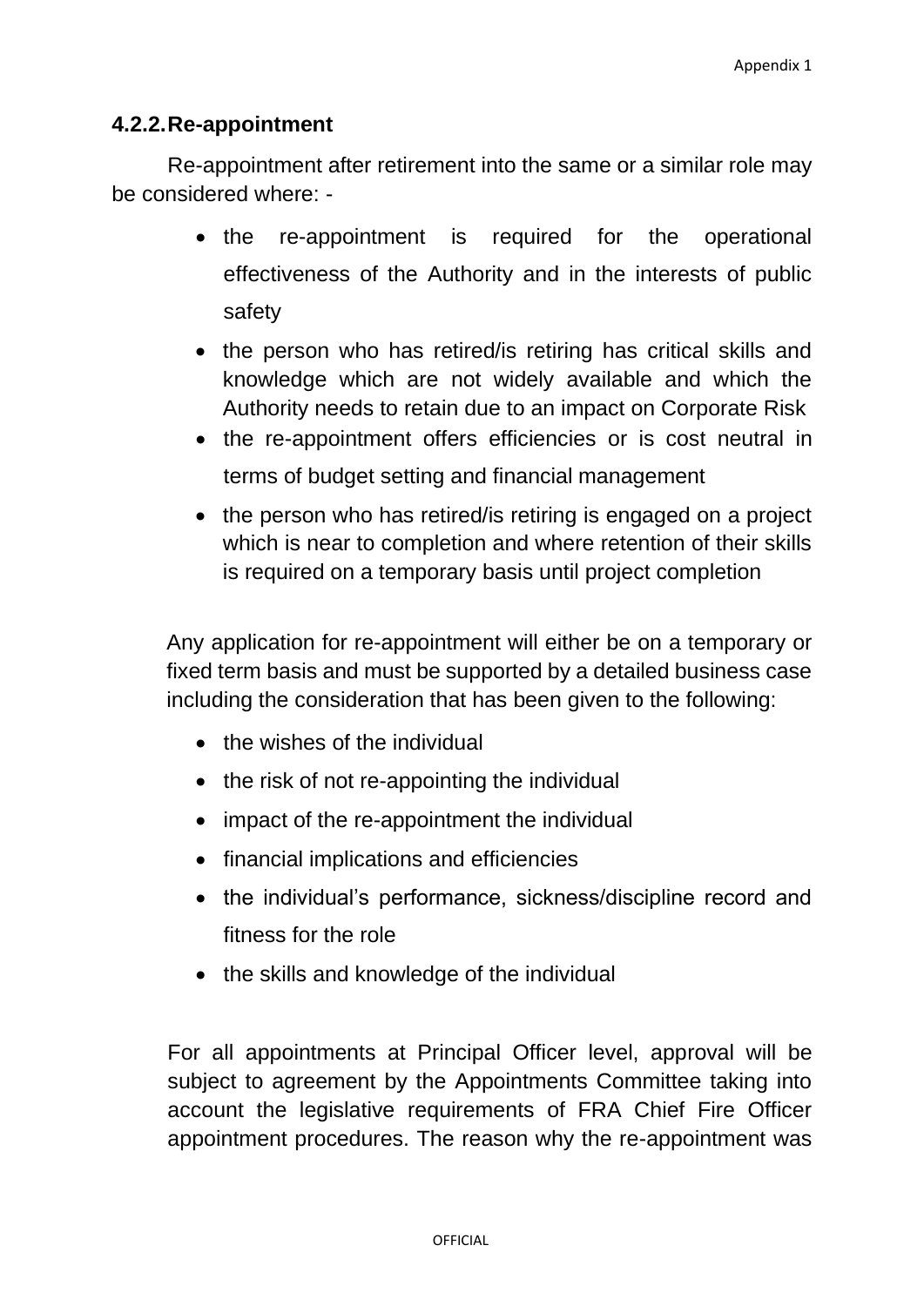#### 4.2.2. Re-appointment

Re-appointment after retirement into the same or a similar role may be considered where: -

- the re-appointment is required for the operational effectiveness of the Authority and in the interests of public safety
- the person who has retired/is retiring has critical skills and knowledge which are not widely available and which the Authority needs to retain due to an impact on Corporate Risk
- the re-appointment offers efficiencies or is cost neutral in terms of budget setting and financial management
- the person who has retired/is retiring is engaged on a project which is near to completion and where retention of their skills is required on a temporary basis until project completion

Any application for re-appointment will either be on a temporary or fixed term basis and must be supported by a detailed business case including the consideration that has been given to the following:

- the wishes of the individual
- the risk of not re-appointing the individual
- impact of the re-appointment the individual
- financial implications and efficiencies
- the individual's performance, sickness/discipline record and fitness for the role
- the skills and knowledge of the individual

For all appointments at Principal Officer level, approval will be subject to agreement by the Appointments Committee taking into account the legislative requirements of FRA Chief Fire Officer appointment procedures. The reason why the re-appointment was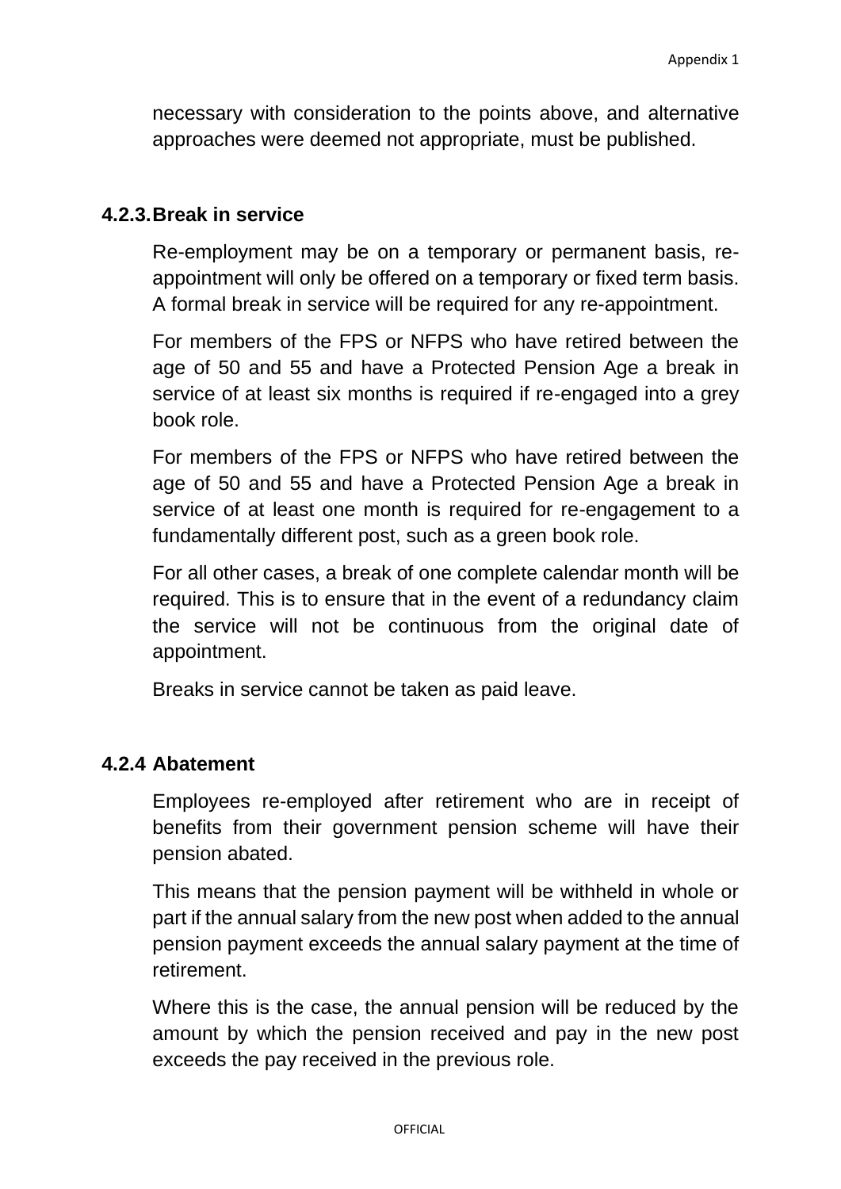necessary with consideration to the points above, and alternative approaches were deemed not appropriate, must be published.

#### 4.2.3. Break in service

Re-employment may be on a temporary or permanent basis, re-appointment will only be offered on a temporary or fixed term basis. A formal break in service will be required for any re-appointment.

For members of the FPS or NFPS who have retired between the age of 50 and 55 and have a Protected Pension Age a break in service of at least six months is required if re-engaged into a grey book role.

For members of the FPS or NFPS who have retired between the age of 50 and 55 and have a Protected Pension Age a break in service of at least one month is required for re-engagement to a fundamentally different post, such as a green book role.

For all other cases, a break of one complete calendar month will be required. This is to ensure that in the event of a redundancy claim the service will not be continuous from the original date of appointment.

Breaks in service cannot be taken as paid leave.

#### 4.2.4 Abatement

Employees re-employed after retirement who are in receipt of benefits from their government pension scheme will have their pension abated.

This means that the pension payment will be withheld in whole or part if the annual salary from the new post when added to the annual pension payment exceeds the annual salary payment at the time of retirement.

Where this is the case, the annual pension will be reduced by the amount by which the pension received and pay in the new post exceeds the pay received in the previous role.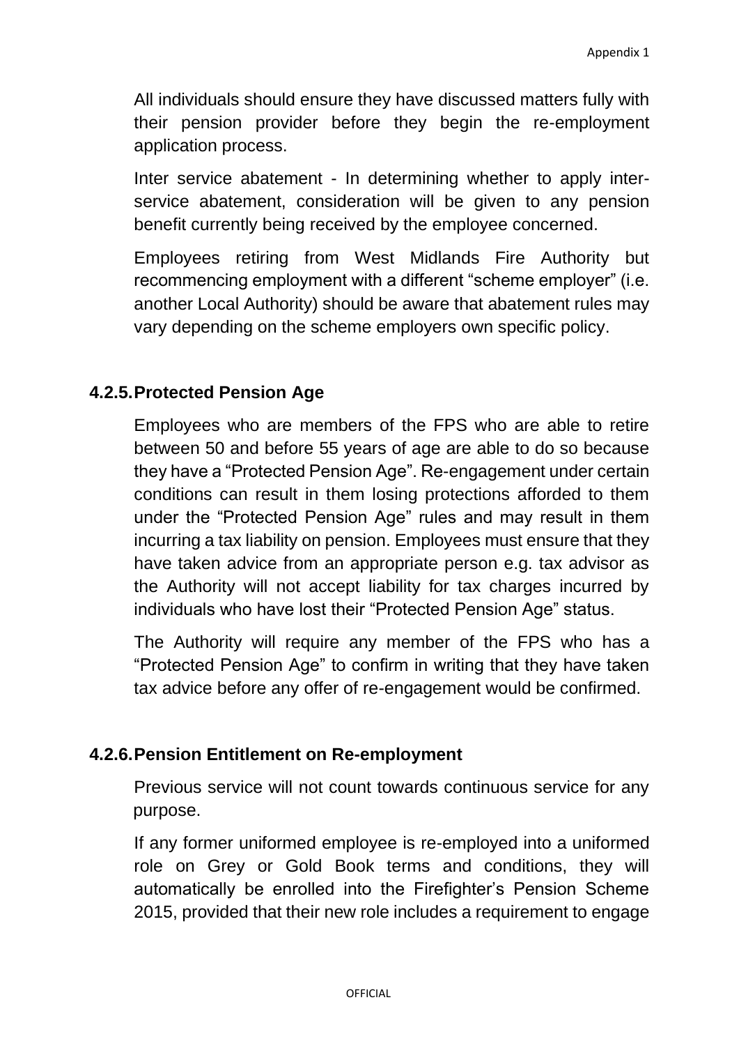All individuals should ensure they have discussed matters fully with their pension provider before they begin the re-employment application process.

Inter service abatement - In determining whether to apply inter-service abatement, consideration will be given to any pension benefit currently being received by the employee concerned.

Employees retiring from West Midlands Fire Authority but recommencing employment with a different "scheme employer" (i.e. another Local Authority) should be aware that abatement rules may vary depending on the scheme employers own specific policy.

### 4.2.5. Protected Pension Age

Employees who are members of the FPS who are able to retire between 50 and before 55 years of age are able to do so because they have a "Protected Pension Age". Re-engagement under certain conditions can result in them losing protections afforded to them under the "Protected Pension Age" rules and may result in them incurring a tax liability on pension. Employees must ensure that they have taken advice from an appropriate person e.g. tax advisor as the Authority will not accept liability for tax charges incurred by individuals who have lost their "Protected Pension Age" status.

The Authority will require any member of the FPS who has a "Protected Pension Age" to confirm in writing that they have taken tax advice before any offer of re-engagement would be confirmed.

### 4.2.6. Pension Entitlement on Re-employment

Previous service will not count towards continuous service for any purpose.

If any former uniformed employee is re-employed into a uniformed role on Grey or Gold Book terms and conditions, they will automatically be enrolled into the Firefighter's Pension Scheme 2015, provided that their new role includes a requirement to engage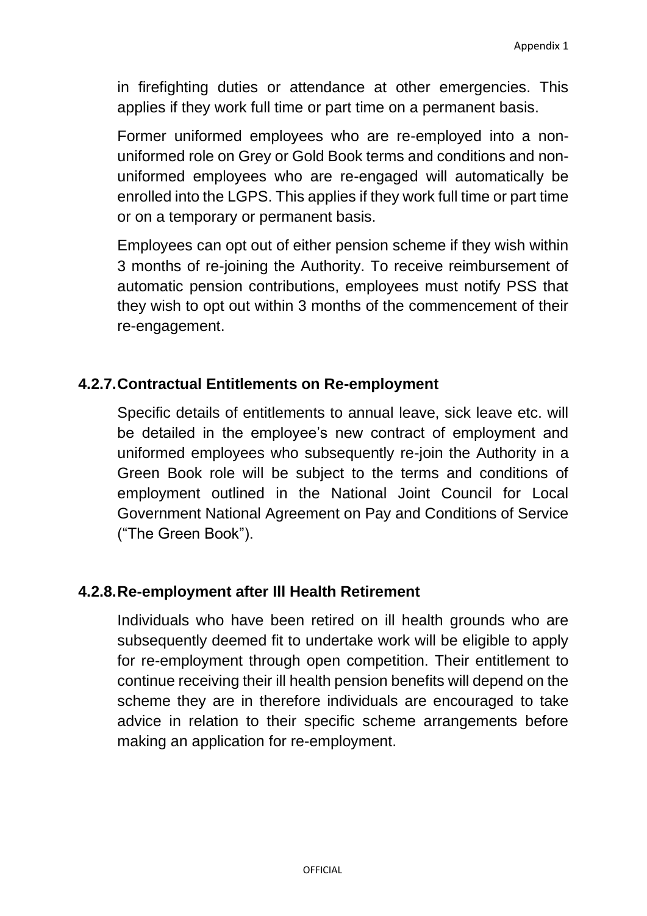in firefighting duties or attendance at other emergencies. This applies if they work full time or part time on a permanent basis.

Former uniformed employees who are re-employed into a non-uniformed role on Grey or Gold Book terms and conditions and non-uniformed employees who are re-engaged will automatically be enrolled into the LGPS. This applies if they work full time or part time or on a temporary or permanent basis.

Employees can opt out of either pension scheme if they wish within 3 months of re-joining the Authority. To receive reimbursement of automatic pension contributions, employees must notify PSS that they wish to opt out within 3 months of the commencement of their re-engagement.

### 4.2.7. Contractual Entitlements on Re-employment

Specific details of entitlements to annual leave, sick leave etc. will be detailed in the employee's new contract of employment and uniformed employees who subsequently re-join the Authority in a Green Book role will be subject to the terms and conditions of employment outlined in the National Joint Council for Local Government National Agreement on Pay and Conditions of Service ("The Green Book").

### 4.2.8. Re-employment after Ill Health Retirement

Individuals who have been retired on ill health grounds who are subsequently deemed fit to undertake work will be eligible to apply for re-employment through open competition. Their entitlement to continue receiving their ill health pension benefits will depend on the scheme they are in therefore individuals are encouraged to take advice in relation to their specific scheme arrangements before making an application for re-employment.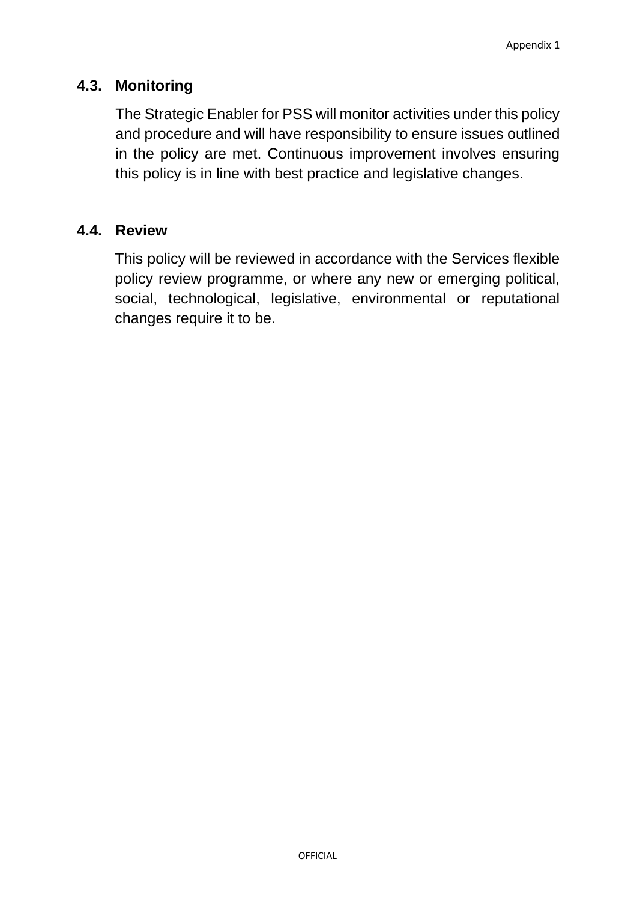### 4.3. Monitoring

The Strategic Enabler for PSS will monitor activities under this policy and procedure and will have responsibility to ensure issues outlined in the policy are met. Continuous improvement involves ensuring this policy is in line with best practice and legislative changes.

### 4.4. Review

This policy will be reviewed in accordance with the Services flexible policy review programme, or where any new or emerging political, social, technological, legislative, environmental or reputational changes require it to be.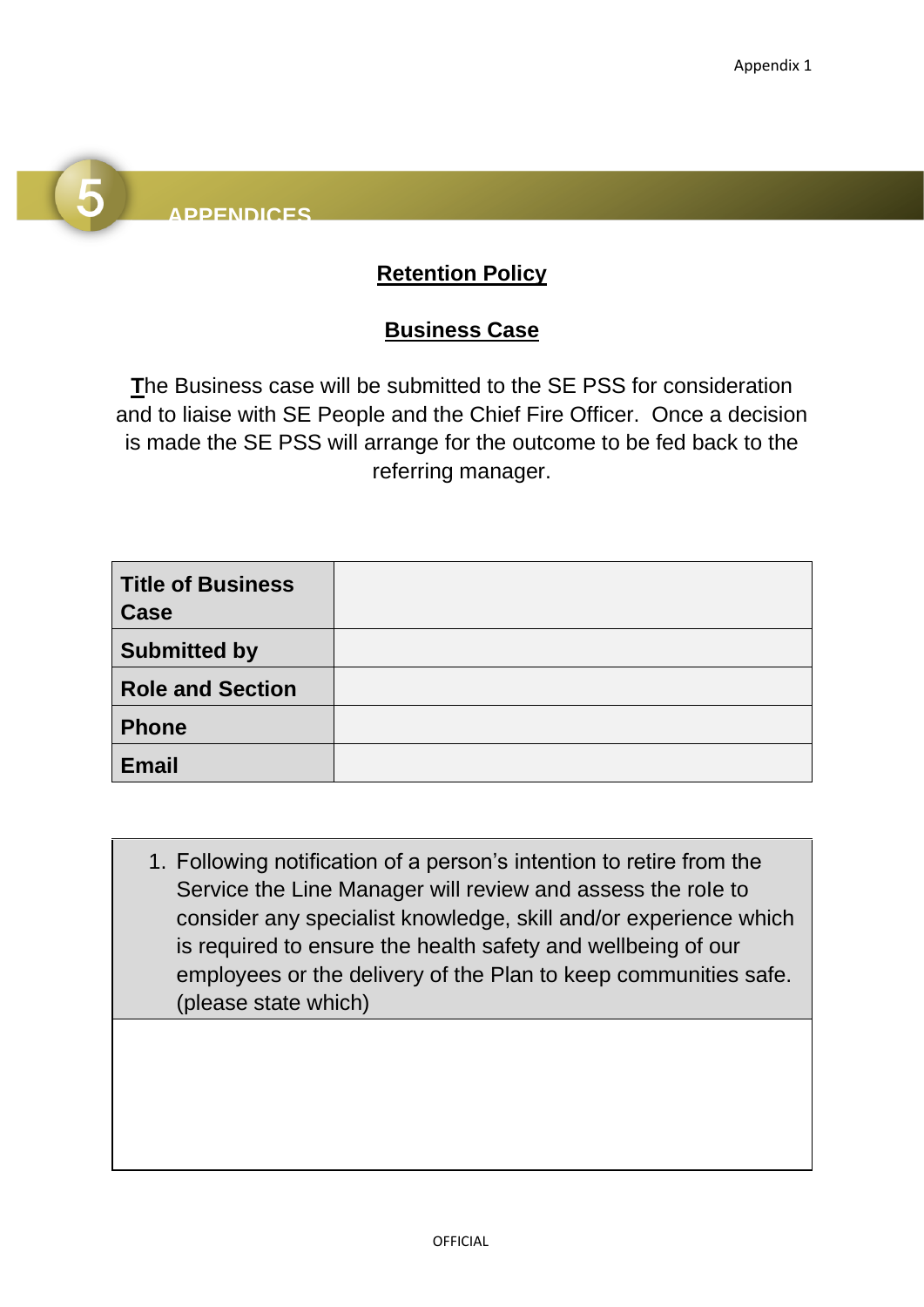# 5 APPENDICES

## Retention Policy

## Business Case

The Business case will be submitted to the SE PSS for consideration and to liaise with SE People and the Chief Fire Officer. Once a decision is made the SE PSS will arrange for the outcome to be fed back to the referring manager.

| **Title of Business Case** | |
|---|---|
| **Submitted by** | |
| **Role and Section** | |
| **Phone** | |
| **Email** | |

| 1. Following notification of a person's intention to retire from the Service the Line Manager will review and assess the role to consider any specialist knowledge, skill and/or experience which is required to ensure the health safety and wellbeing of our employees or the delivery of the Plan to keep communities safe. (please state which) |
|---|
| |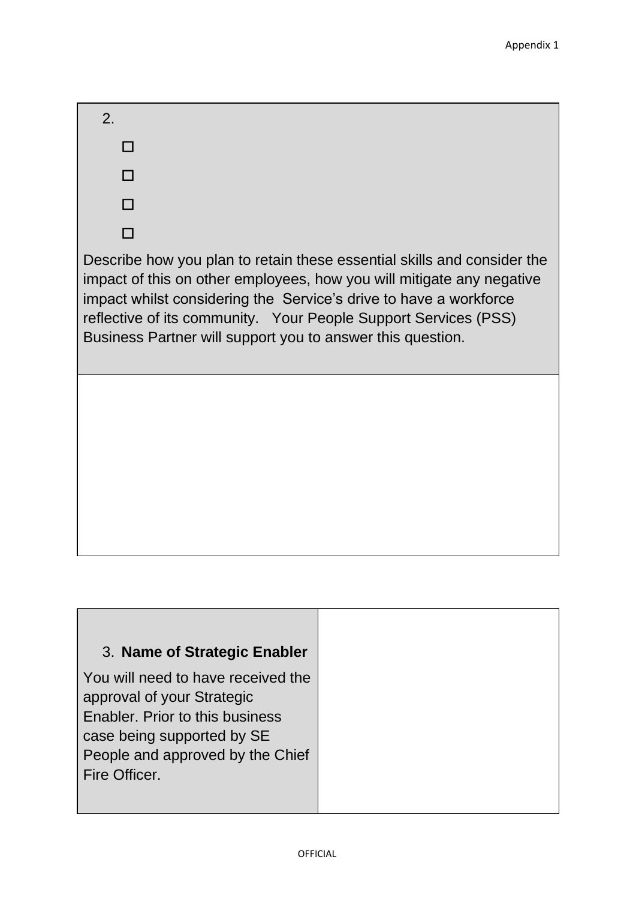| 2.<br><br>☐<br><br>☐<br><br>☐<br><br>☐<br><br>Describe how you plan to retain these essential skills and consider the impact of this on other employees, how you will mitigate any negative impact whilst considering the Service's drive to have a workforce reflective of its community. Your People Support Services (PSS) Business Partner will support you to answer this question. |
|---|
| |

| 3. **Name of Strategic Enabler**<br><br>You will need to have received the approval of your Strategic Enabler. Prior to this business case being supported by SE People and approved by the Chief Fire Officer. | |
|---|---|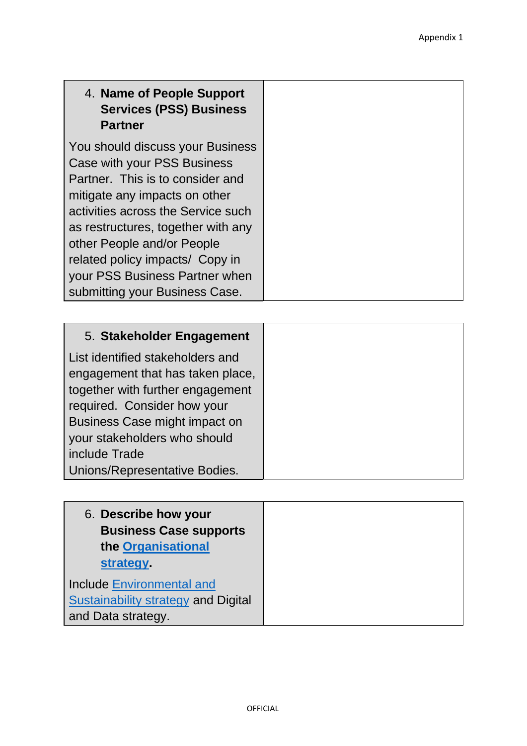| 4. **Name of People Support Services (PSS) Business Partner**<br><br>You should discuss your Business Case with your PSS Business Partner. This is to consider and mitigate any impacts on other activities across the Service such as restructures, together with any other People and/or People related policy impacts/ Copy in your PSS Business Partner when submitting your Business Case. | |
|---|---|

| 5. **Stakeholder Engagement**<br><br>List identified stakeholders and engagement that has taken place, together with further engagement required. Consider how your Business Case might impact on your stakeholders who should include Trade Unions/Representative Bodies. | |
|---|---|

| 6. **Describe how your Business Case supports the Organisational strategy.**<br><br>Include Environmental and Sustainability strategy and Digital and Data strategy. | |
|---|---|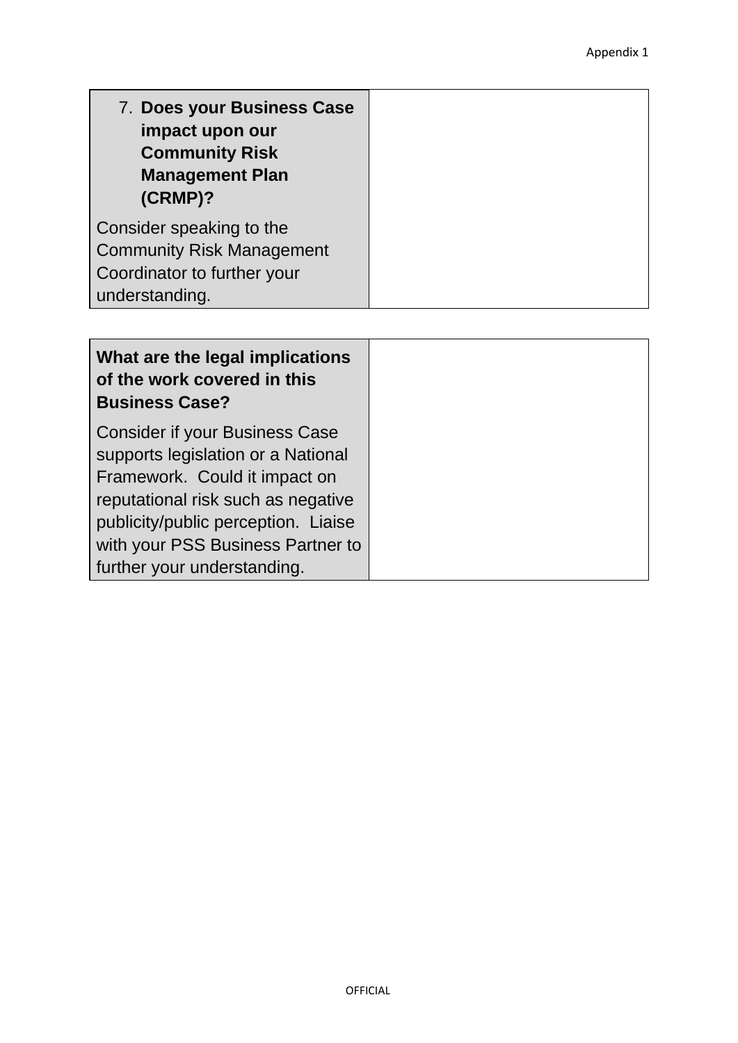| 7. **Does your Business Case impact upon our Community Risk Management Plan (CRMP)?**<br><br>Consider speaking to the Community Risk Management Coordinator to further your understanding. | |
|---|---|

| **What are the legal implications of the work covered in this Business Case?**<br><br>Consider if your Business Case supports legislation or a National Framework. Could it impact on reputational risk such as negative publicity/public perception. Liaise with your PSS Business Partner to further your understanding. | |
|---|---|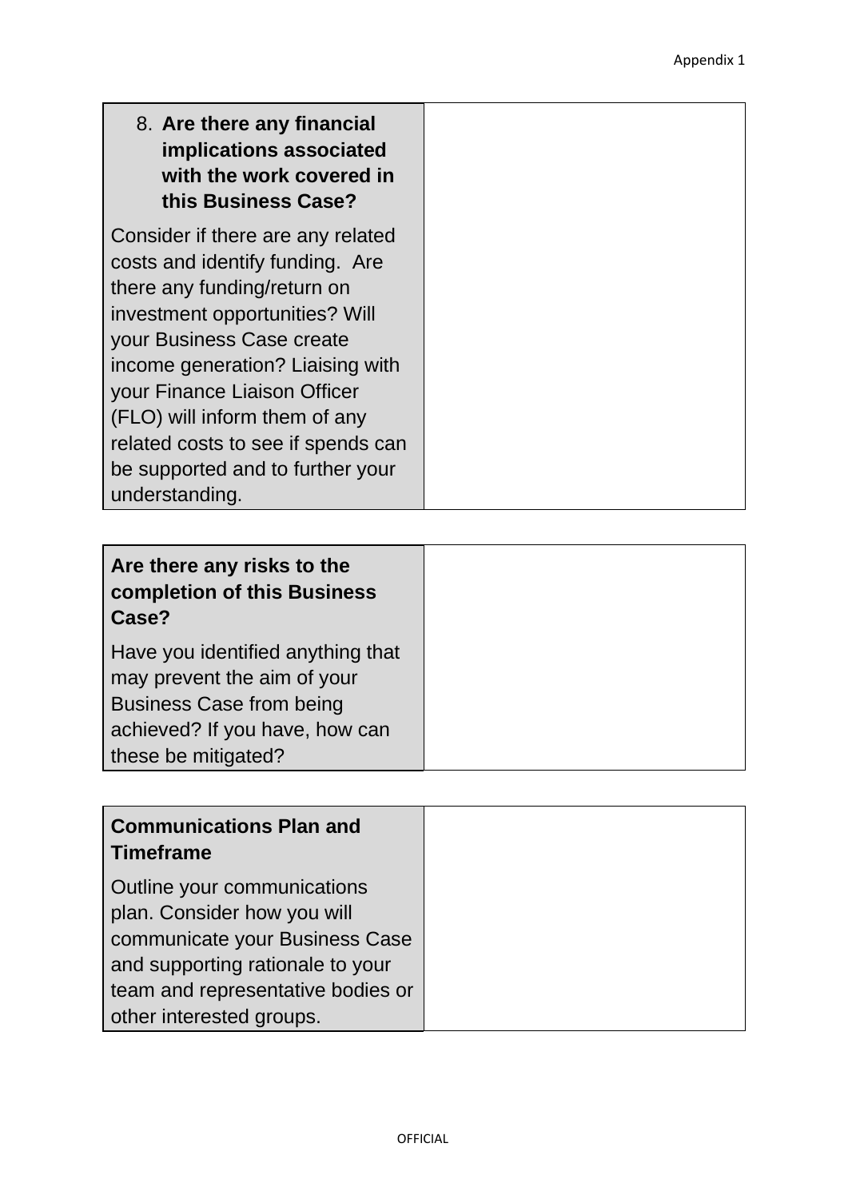| 8. **Are there any financial implications associated with the work covered in this Business Case?**<br><br>Consider if there are any related costs and identify funding.  Are there any funding/return on investment opportunities? Will your Business Case create income generation? Liaising with your Finance Liaison Officer (FLO) will inform them of any related costs to see if spends can be supported and to further your understanding. | |
|---|---|

| **Are there any risks to the completion of this Business Case?**<br><br>Have you identified anything that may prevent the aim of your Business Case from being achieved? If you have, how can these be mitigated? | |
|---|---|

| **Communications Plan and Timeframe**<br><br>Outline your communications plan. Consider how you will communicate your Business Case and supporting rationale to your team and representative bodies or other interested groups. | |
|---|---|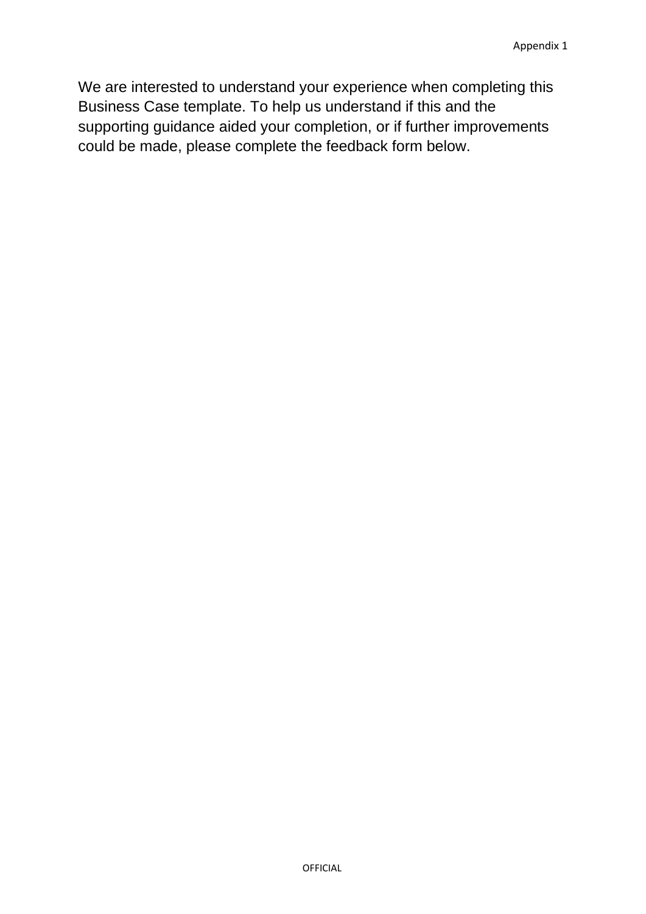We are interested to understand your experience when completing this Business Case template. To help us understand if this and the supporting guidance aided your completion, or if further improvements could be made, please complete the feedback form below.